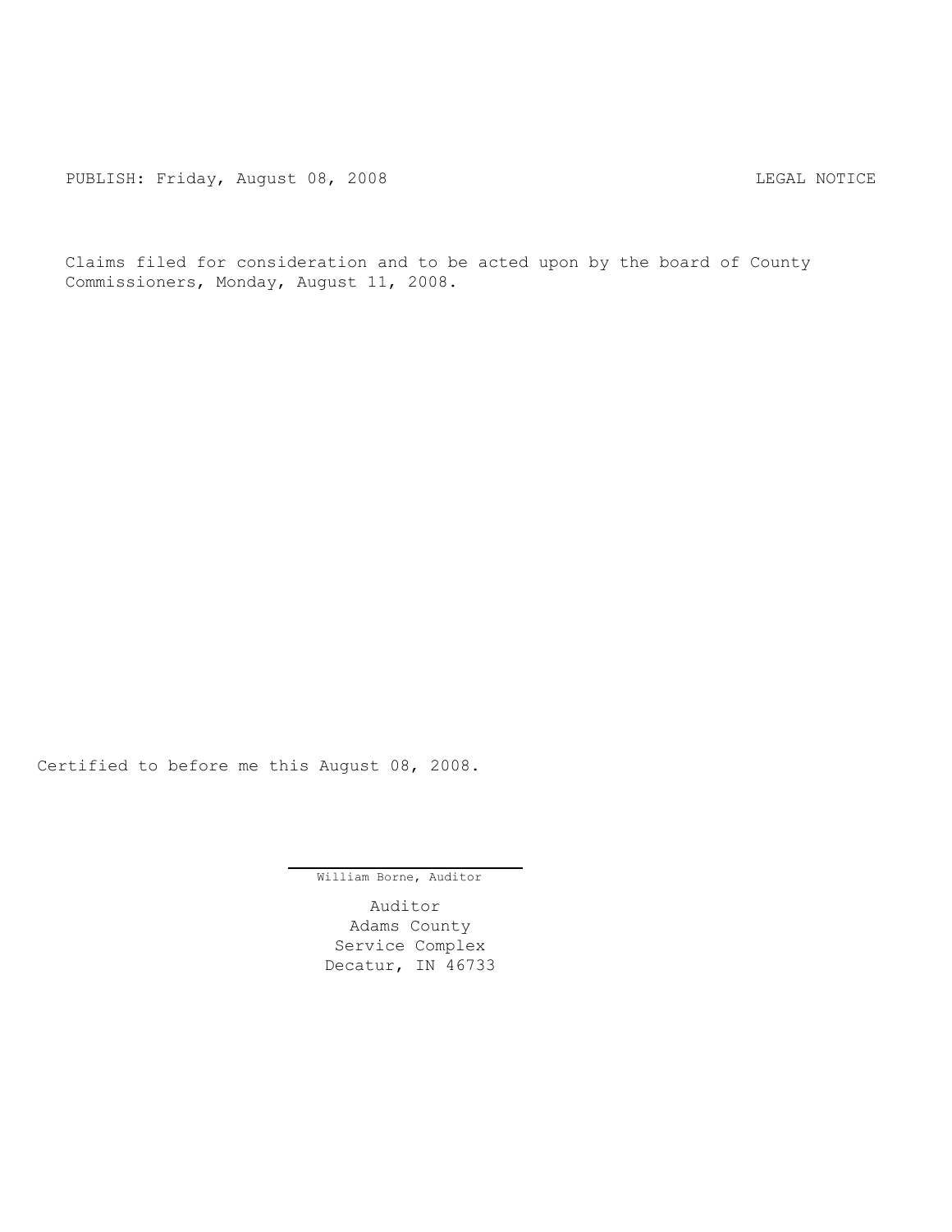PUBLISH: Friday, August 08, 2008 LEGAL NOTICE

Claims filed for consideration and to be acted upon by the board of County Commissioners, Monday, August 11, 2008.

Certified to before me this August 08, 2008.

William Borne, Auditor

Auditor
Adams County
Service Complex
Decatur, IN 46733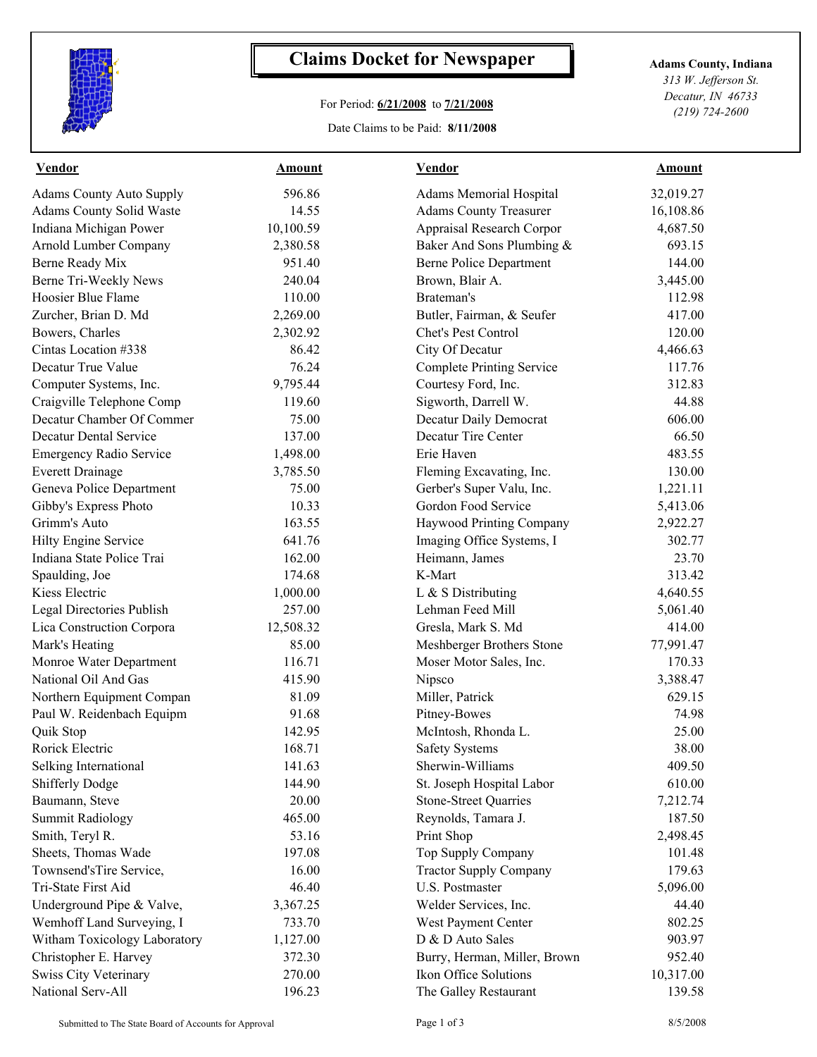# Claims Docket for Newspaper

For Period: **6/21/2008** to **7/21/2008**

Date Claims to be Paid: **8/11/2008**

**Adams County, Indiana**
*313 W. Jefferson St.*
*Decatur, IN 46733*
*(219) 724-2600*

| Vendor | Amount | Vendor | Amount |
|---|---|---|---|
| Adams County Auto Supply | 596.86 | Adams Memorial Hospital | 32,019.27 |
| Adams County Solid Waste | 14.55 | Adams County Treasurer | 16,108.86 |
| Indiana Michigan Power | 10,100.59 | Appraisal Research Corpor | 4,687.50 |
| Arnold Lumber Company | 2,380.58 | Baker And Sons Plumbing & | 693.15 |
| Berne Ready Mix | 951.40 | Berne Police Department | 144.00 |
| Berne Tri-Weekly News | 240.04 | Brown, Blair A. | 3,445.00 |
| Hoosier Blue Flame | 110.00 | Brateman's | 112.98 |
| Zurcher, Brian D. Md | 2,269.00 | Butler, Fairman, & Seufer | 417.00 |
| Bowers, Charles | 2,302.92 | Chet's Pest Control | 120.00 |
| Cintas Location #338 | 86.42 | City Of Decatur | 4,466.63 |
| Decatur True Value | 76.24 | Complete Printing Service | 117.76 |
| Computer Systems, Inc. | 9,795.44 | Courtesy Ford, Inc. | 312.83 |
| Craigville Telephone Comp | 119.60 | Sigworth, Darrell W. | 44.88 |
| Decatur Chamber Of Commer | 75.00 | Decatur Daily Democrat | 606.00 |
| Decatur Dental Service | 137.00 | Decatur Tire Center | 66.50 |
| Emergency Radio Service | 1,498.00 | Erie Haven | 483.55 |
| Everett Drainage | 3,785.50 | Fleming Excavating, Inc. | 130.00 |
| Geneva Police Department | 75.00 | Gerber's Super Valu, Inc. | 1,221.11 |
| Gibby's Express Photo | 10.33 | Gordon Food Service | 5,413.06 |
| Grimm's Auto | 163.55 | Haywood Printing Company | 2,922.27 |
| Hilty Engine Service | 641.76 | Imaging Office Systems, I | 302.77 |
| Indiana State Police Trai | 162.00 | Heimann, James | 23.70 |
| Spaulding, Joe | 174.68 | K-Mart | 313.42 |
| Kiess Electric | 1,000.00 | L & S Distributing | 4,640.55 |
| Legal Directories Publish | 257.00 | Lehman Feed Mill | 5,061.40 |
| Lica Construction Corpora | 12,508.32 | Gresla, Mark S. Md | 414.00 |
| Mark's Heating | 85.00 | Meshberger Brothers Stone | 77,991.47 |
| Monroe Water Department | 116.71 | Moser Motor Sales, Inc. | 170.33 |
| National Oil And Gas | 415.90 | Nipsco | 3,388.47 |
| Northern Equipment Compan | 81.09 | Miller, Patrick | 629.15 |
| Paul W. Reidenbach Equipm | 91.68 | Pitney-Bowes | 74.98 |
| Quik Stop | 142.95 | McIntosh, Rhonda L. | 25.00 |
| Rorick Electric | 168.71 | Safety Systems | 38.00 |
| Selking International | 141.63 | Sherwin-Williams | 409.50 |
| Shifferly Dodge | 144.90 | St. Joseph Hospital Labor | 610.00 |
| Baumann, Steve | 20.00 | Stone-Street Quarries | 7,212.74 |
| Summit Radiology | 465.00 | Reynolds, Tamara J. | 187.50 |
| Smith, Teryl R. | 53.16 | Print Shop | 2,498.45 |
| Sheets, Thomas Wade | 197.08 | Top Supply Company | 101.48 |
| Townsend'sTire Service, | 16.00 | Tractor Supply Company | 179.63 |
| Tri-State First Aid | 46.40 | U.S. Postmaster | 5,096.00 |
| Underground Pipe & Valve, | 3,367.25 | Welder Services, Inc. | 44.40 |
| Wemhoff Land Surveying, I | 733.70 | West Payment Center | 802.25 |
| Witham Toxicology Laboratory | 1,127.00 | D & D Auto Sales | 903.97 |
| Christopher E. Harvey | 372.30 | Burry, Herman, Miller, Brown | 952.40 |
| Swiss City Veterinary | 270.00 | Ikon Office Solutions | 10,317.00 |
| National Serv-All | 196.23 | The Galley Restaurant | 139.58 |

Submitted to The State Board of Accounts for Approval

8/5/2008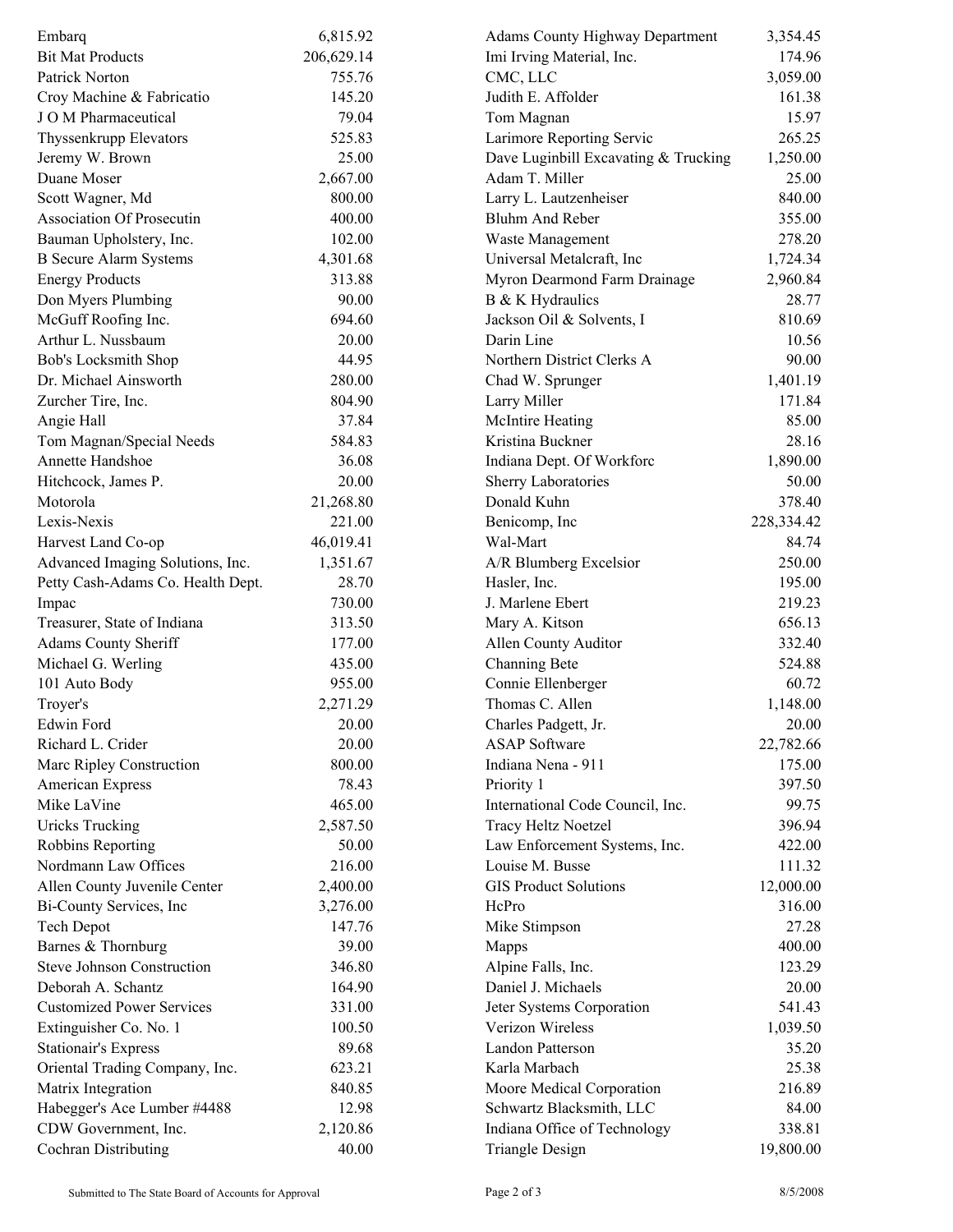| | |
|---|---|
| Embarq | 6,815.92 |
| Bit Mat Products | 206,629.14 |
| Patrick Norton | 755.76 |
| Croy Machine & Fabricatio | 145.20 |
| J O M Pharmaceutical | 79.04 |
| Thyssenkrupp Elevators | 525.83 |
| Jeremy W. Brown | 25.00 |
| Duane Moser | 2,667.00 |
| Scott Wagner, Md | 800.00 |
| Association Of Prosecutin | 400.00 |
| Bauman Upholstery, Inc. | 102.00 |
| B Secure Alarm Systems | 4,301.68 |
| Energy Products | 313.88 |
| Don Myers Plumbing | 90.00 |
| McGuff Roofing Inc. | 694.60 |
| Arthur L. Nussbaum | 20.00 |
| Bob's Locksmith Shop | 44.95 |
| Dr. Michael Ainsworth | 280.00 |
| Zurcher Tire, Inc. | 804.90 |
| Angie Hall | 37.84 |
| Tom Magnan/Special Needs | 584.83 |
| Annette Handshoe | 36.08 |
| Hitchcock, James P. | 20.00 |
| Motorola | 21,268.80 |
| Lexis-Nexis | 221.00 |
| Harvest Land Co-op | 46,019.41 |
| Advanced Imaging Solutions, Inc. | 1,351.67 |
| Petty Cash-Adams Co. Health Dept. | 28.70 |
| Impac | 730.00 |
| Treasurer, State of Indiana | 313.50 |
| Adams County Sheriff | 177.00 |
| Michael G. Werling | 435.00 |
| 101 Auto Body | 955.00 |
| Troyer's | 2,271.29 |
| Edwin Ford | 20.00 |
| Richard L. Crider | 20.00 |
| Marc Ripley Construction | 800.00 |
| American Express | 78.43 |
| Mike LaVine | 465.00 |
| Uricks Trucking | 2,587.50 |
| Robbins Reporting | 50.00 |
| Nordmann Law Offices | 216.00 |
| Allen County Juvenile Center | 2,400.00 |
| Bi-County Services, Inc | 3,276.00 |
| Tech Depot | 147.76 |
| Barnes & Thornburg | 39.00 |
| Steve Johnson Construction | 346.80 |
| Deborah A. Schantz | 164.90 |
| Customized Power Services | 331.00 |
| Extinguisher Co. No. 1 | 100.50 |
| Stationair's Express | 89.68 |
| Oriental Trading Company, Inc. | 623.21 |
| Matrix Integration | 840.85 |
| Habegger's Ace Lumber #4488 | 12.98 |
| CDW Government, Inc. | 2,120.86 |
| Cochran Distributing | 40.00 |
| Adams County Highway Department | 3,354.45 |
| Imi Irving Material, Inc. | 174.96 |
| CMC, LLC | 3,059.00 |
| Judith E. Affolder | 161.38 |
| Tom Magnan | 15.97 |
| Larimore Reporting Servic | 265.25 |
| Dave Luginbill Excavating & Trucking | 1,250.00 |
| Adam T. Miller | 25.00 |
| Larry L. Lautzenheiser | 840.00 |
| Bluhm And Reber | 355.00 |
| Waste Management | 278.20 |
| Universal Metalcraft, Inc | 1,724.34 |
| Myron Dearmond Farm Drainage | 2,960.84 |
| B & K Hydraulics | 28.77 |
| Jackson Oil & Solvents, I | 810.69 |
| Darin Line | 10.56 |
| Northern District Clerks A | 90.00 |
| Chad W. Sprunger | 1,401.19 |
| Larry Miller | 171.84 |
| McIntire Heating | 85.00 |
| Kristina Buckner | 28.16 |
| Indiana Dept. Of Workforc | 1,890.00 |
| Sherry Laboratories | 50.00 |
| Donald Kuhn | 378.40 |
| Benicomp, Inc | 228,334.42 |
| Wal-Mart | 84.74 |
| A/R Blumberg Excelsior | 250.00 |
| Hasler, Inc. | 195.00 |
| J. Marlene Ebert | 219.23 |
| Mary A. Kitson | 656.13 |
| Allen County Auditor | 332.40 |
| Channing Bete | 524.88 |
| Connie Ellenberger | 60.72 |
| Thomas C. Allen | 1,148.00 |
| Charles Padgett, Jr. | 20.00 |
| ASAP Software | 22,782.66 |
| Indiana Nena - 911 | 175.00 |
| Priority 1 | 397.50 |
| International Code Council, Inc. | 99.75 |
| Tracy Heltz Noetzel | 396.94 |
| Law Enforcement Systems, Inc. | 422.00 |
| Louise M. Busse | 111.32 |
| GIS Product Solutions | 12,000.00 |
| HcPro | 316.00 |
| Mike Stimpson | 27.28 |
| Mapps | 400.00 |
| Alpine Falls, Inc. | 123.29 |
| Daniel J. Michaels | 20.00 |
| Jeter Systems Corporation | 541.43 |
| Verizon Wireless | 1,039.50 |
| Landon Patterson | 35.20 |
| Karla Marbach | 25.38 |
| Moore Medical Corporation | 216.89 |
| Schwartz Blacksmith, LLC | 84.00 |
| Indiana Office of Technology | 338.81 |
| Triangle Design | 19,800.00 |

Submitted to The State Board of Accounts for Approval

8/5/2008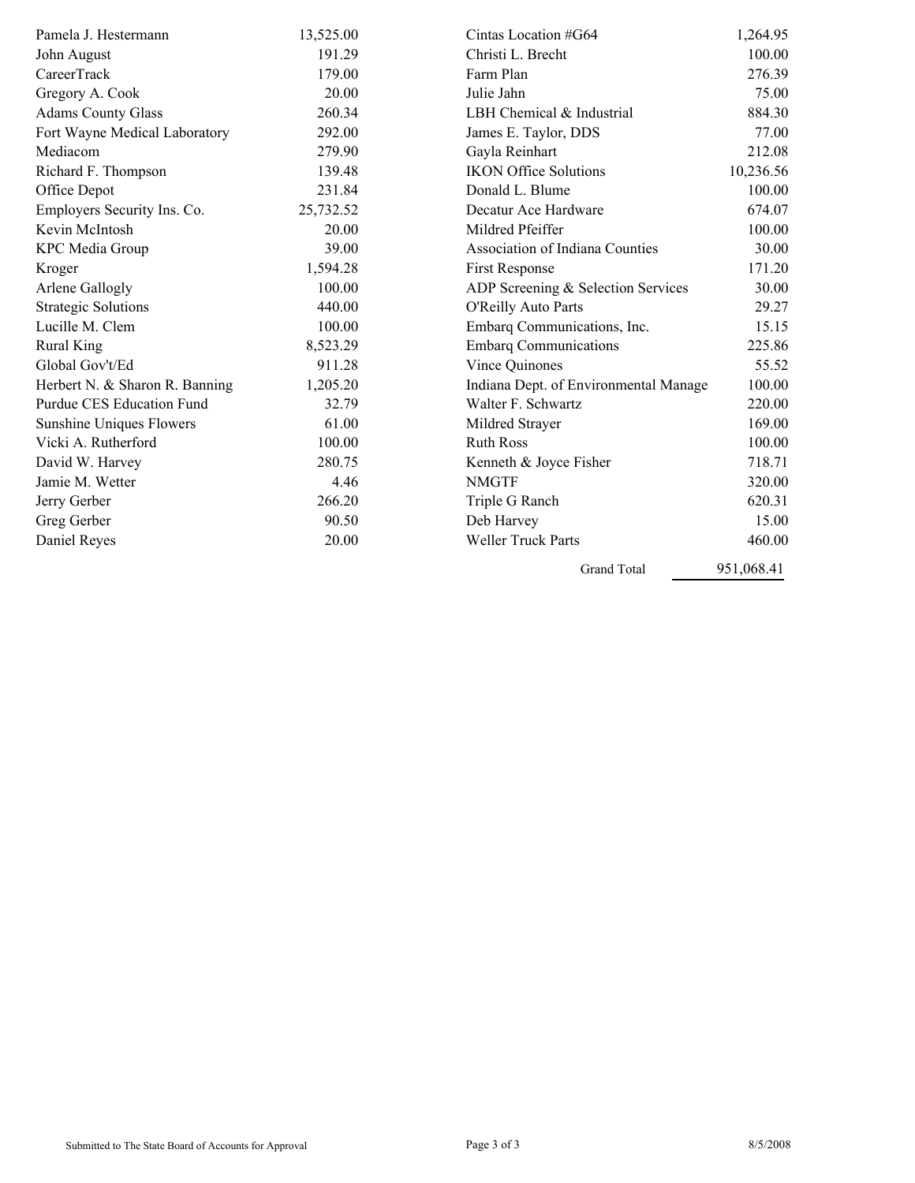| | |
|---|---|
| Pamela J. Hestermann | 13,525.00 |
| John August | 191.29 |
| CareerTrack | 179.00 |
| Gregory A. Cook | 20.00 |
| Adams County Glass | 260.34 |
| Fort Wayne Medical Laboratory | 292.00 |
| Mediacom | 279.90 |
| Richard F. Thompson | 139.48 |
| Office Depot | 231.84 |
| Employers Security Ins. Co. | 25,732.52 |
| Kevin McIntosh | 20.00 |
| KPC Media Group | 39.00 |
| Kroger | 1,594.28 |
| Arlene Gallogly | 100.00 |
| Strategic Solutions | 440.00 |
| Lucille M. Clem | 100.00 |
| Rural King | 8,523.29 |
| Global Gov't/Ed | 911.28 |
| Herbert N. & Sharon R. Banning | 1,205.20 |
| Purdue CES Education Fund | 32.79 |
| Sunshine Uniques Flowers | 61.00 |
| Vicki A. Rutherford | 100.00 |
| David W. Harvey | 280.75 |
| Jamie M. Wetter | 4.46 |
| Jerry Gerber | 266.20 |
| Greg Gerber | 90.50 |
| Daniel Reyes | 20.00 |
| Cintas Location #G64 | 1,264.95 |
| Christi L. Brecht | 100.00 |
| Farm Plan | 276.39 |
| Julie Jahn | 75.00 |
| LBH Chemical & Industrial | 884.30 |
| James E. Taylor, DDS | 77.00 |
| Gayla Reinhart | 212.08 |
| IKON Office Solutions | 10,236.56 |
| Donald L. Blume | 100.00 |
| Decatur Ace Hardware | 674.07 |
| Mildred Pfeiffer | 100.00 |
| Association of Indiana Counties | 30.00 |
| First Response | 171.20 |
| ADP Screening & Selection Services | 30.00 |
| O'Reilly Auto Parts | 29.27 |
| Embarq Communications, Inc. | 15.15 |
| Embarq Communications | 225.86 |
| Vince Quinones | 55.52 |
| Indiana Dept. of Environmental Manage | 100.00 |
| Walter F. Schwartz | 220.00 |
| Mildred Strayer | 169.00 |
| Ruth Ross | 100.00 |
| Kenneth & Joyce Fisher | 718.71 |
| NMGTF | 320.00 |
| Triple G Ranch | 620.31 |
| Deb Harvey | 15.00 |
| Weller Truck Parts | 460.00 |
| Grand Total | 951,068.41 |

Submitted to The State Board of Accounts for Approval

8/5/2008